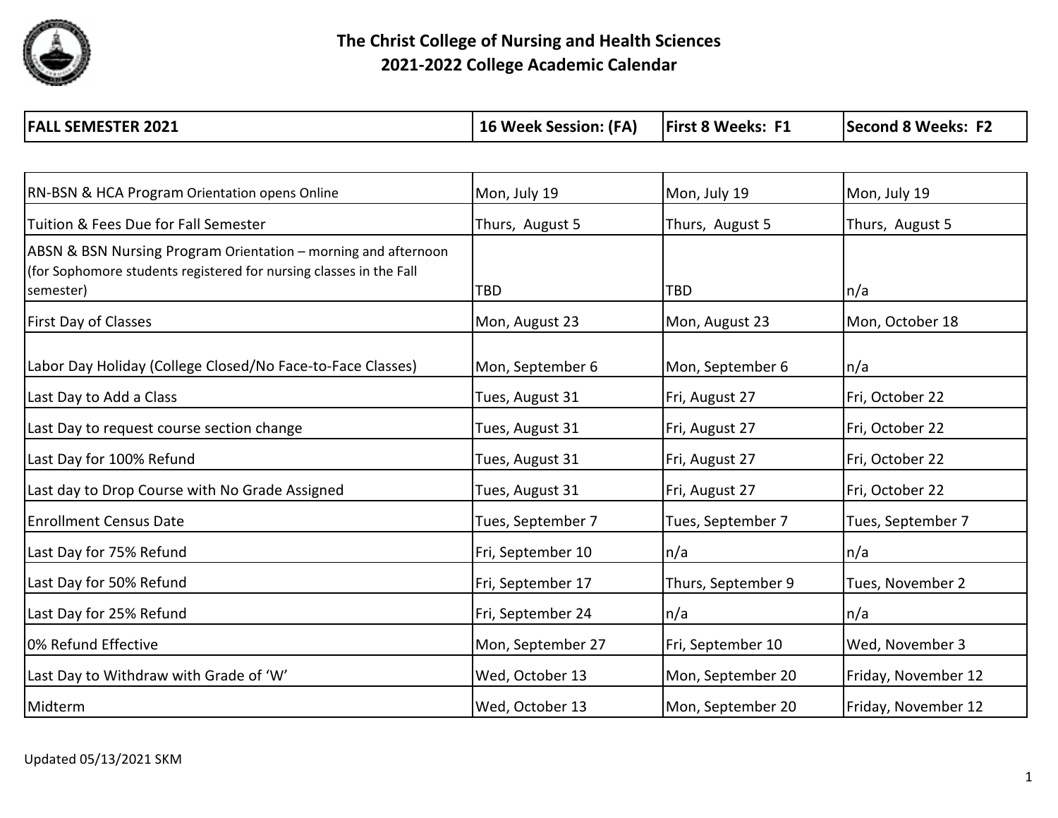# The Christ College of Nursing and Health Sciences
## 2021-2022 College Academic Calendar

| FALL SEMESTER 2021 | 16 Week Session: (FA) | First 8 Weeks: F1 | Second 8 Weeks: F2 |
|---|---|---|---|
| RN-BSN & HCA Program Orientation opens Online | Mon, July 19 | Mon, July 19 | Mon, July 19 |
| Tuition & Fees Due for Fall Semester | Thurs, August 5 | Thurs, August 5 | Thurs, August 5 |
| ABSN & BSN Nursing Program Orientation – morning and afternoon (for Sophomore students registered for nursing classes in the Fall semester) | TBD | TBD | n/a |
| First Day of Classes | Mon, August 23 | Mon, August 23 | Mon, October 18 |
| Labor Day Holiday (College Closed/No Face-to-Face Classes) | Mon, September 6 | Mon, September 6 | n/a |
| Last Day to Add a Class | Tues, August 31 | Fri, August 27 | Fri, October 22 |
| Last Day to request course section change | Tues, August 31 | Fri, August 27 | Fri, October 22 |
| Last Day for 100% Refund | Tues, August 31 | Fri, August 27 | Fri, October 22 |
| Last day to Drop Course with No Grade Assigned | Tues, August 31 | Fri, August 27 | Fri, October 22 |
| Enrollment Census Date | Tues, September 7 | Tues, September 7 | Tues, September 7 |
| Last Day for 75% Refund | Fri, September 10 | n/a | n/a |
| Last Day for 50% Refund | Fri, September 17 | Thurs, September 9 | Tues, November 2 |
| Last Day for 25% Refund | Fri, September 24 | n/a | n/a |
| 0% Refund Effective | Mon, September 27 | Fri, September 10 | Wed, November 3 |
| Last Day to Withdraw with Grade of 'W' | Wed, October 13 | Mon, September 20 | Friday, November 12 |
| Midterm | Wed, October 13 | Mon, September 20 | Friday, November 12 |

Updated 05/13/2021 SKM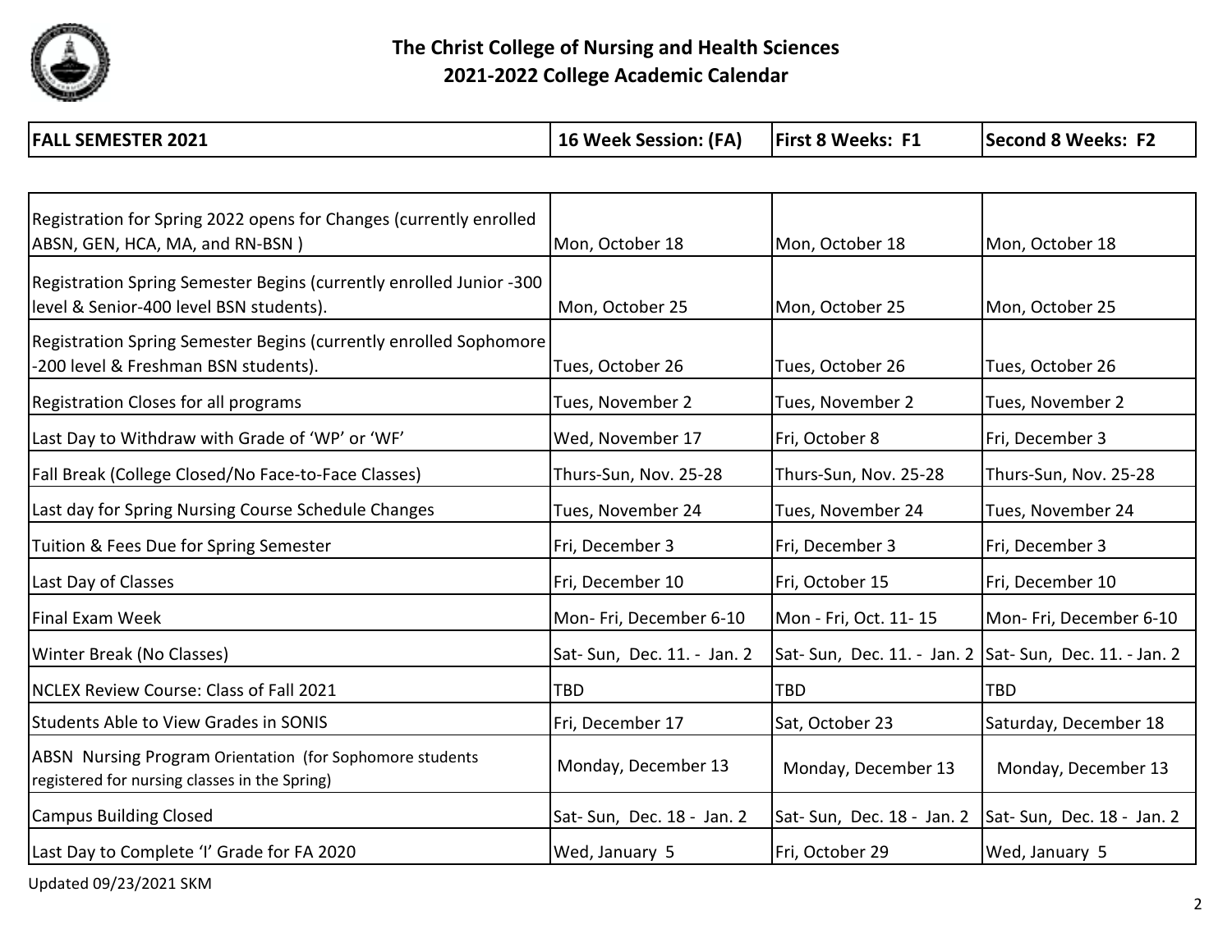# The Christ College of Nursing and Health Sciences
## 2021-2022 College Academic Calendar

| FALL SEMESTER 2021 | 16 Week Session: (FA) | First 8 Weeks: F1 | Second 8 Weeks: F2 |
|---|---|---|---|
| Registration for Spring 2022 opens for Changes (currently enrolled ABSN, GEN, HCA, MA, and RN-BSN ) | Mon, October 18 | Mon, October 18 | Mon, October 18 |
| Registration Spring Semester Begins (currently enrolled Junior -300 level & Senior-400 level BSN students). | Mon, October 25 | Mon, October 25 | Mon, October 25 |
| Registration Spring Semester Begins (currently enrolled Sophomore -200 level & Freshman BSN students). | Tues, October 26 | Tues, October 26 | Tues, October 26 |
| Registration Closes for all programs | Tues, November 2 | Tues, November 2 | Tues, November 2 |
| Last Day to Withdraw with Grade of 'WP' or 'WF' | Wed, November 17 | Fri, October 8 | Fri, December 3 |
| Fall Break (College Closed/No Face-to-Face Classes) | Thurs-Sun, Nov. 25-28 | Thurs-Sun, Nov. 25-28 | Thurs-Sun, Nov. 25-28 |
| Last day for Spring Nursing Course Schedule Changes | Tues, November 24 | Tues, November 24 | Tues, November 24 |
| Tuition & Fees Due for Spring Semester | Fri, December 3 | Fri, December 3 | Fri, December 3 |
| Last Day of Classes | Fri, December 10 | Fri, October 15 | Fri, December 10 |
| Final Exam Week | Mon- Fri, December 6-10 | Mon - Fri, Oct. 11- 15 | Mon- Fri, December 6-10 |
| Winter Break (No Classes) | Sat- Sun, Dec. 11. - Jan. 2 | Sat- Sun, Dec. 11. - Jan. 2 | Sat- Sun, Dec. 11. - Jan. 2 |
| NCLEX Review Course: Class of Fall 2021 | TBD | TBD | TBD |
| Students Able to View Grades in SONIS | Fri, December 17 | Sat, October 23 | Saturday, December 18 |
| ABSN Nursing Program Orientation (for Sophomore students registered for nursing classes in the Spring) | Monday, December 13 | Monday, December 13 | Monday, December 13 |
| Campus Building Closed | Sat- Sun, Dec. 18 - Jan. 2 | Sat- Sun, Dec. 18 - Jan. 2 | Sat- Sun, Dec. 18 - Jan. 2 |
| Last Day to Complete 'I' Grade for FA 2020 | Wed, January 5 | Fri, October 29 | Wed, January 5 |

Updated 09/23/2021 SKM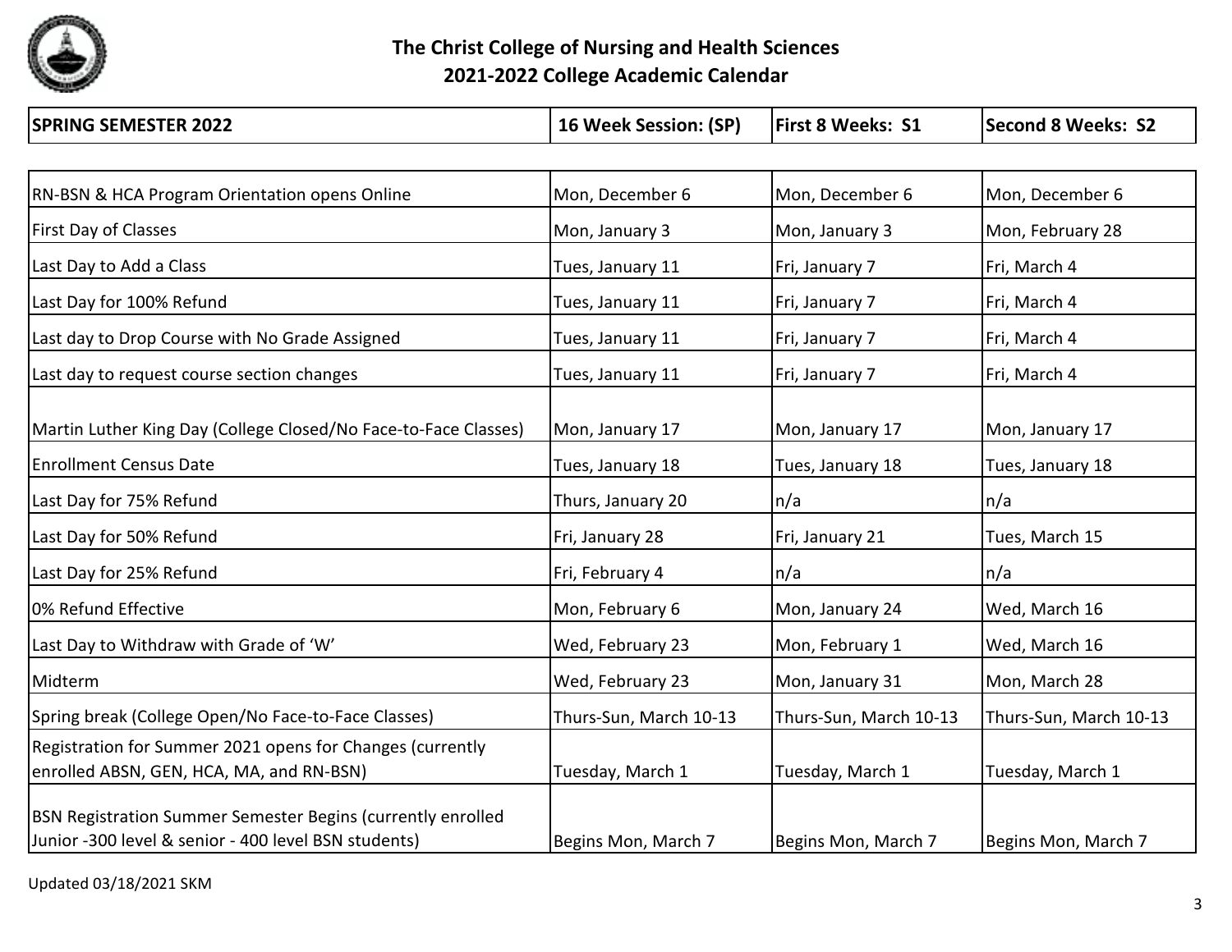# The Christ College of Nursing and Health Sciences
## 2021-2022 College Academic Calendar

| SPRING SEMESTER 2022 | 16 Week Session: (SP) | First 8 Weeks: S1 | Second 8 Weeks: S2 |
|---|---|---|---|
| RN-BSN & HCA Program Orientation opens Online | Mon, December 6 | Mon, December 6 | Mon, December 6 |
| First Day of Classes | Mon, January 3 | Mon, January 3 | Mon, February 28 |
| Last Day to Add a Class | Tues, January 11 | Fri, January 7 | Fri, March 4 |
| Last Day for 100% Refund | Tues, January 11 | Fri, January 7 | Fri, March 4 |
| Last day to Drop Course with No Grade Assigned | Tues, January 11 | Fri, January 7 | Fri, March 4 |
| Last day to request course section changes | Tues, January 11 | Fri, January 7 | Fri, March 4 |
| Martin Luther King Day (College Closed/No Face-to-Face Classes) | Mon, January 17 | Mon, January 17 | Mon, January 17 |
| Enrollment Census Date | Tues, January 18 | Tues, January 18 | Tues, January 18 |
| Last Day for 75% Refund | Thurs, January 20 | n/a | n/a |
| Last Day for 50% Refund | Fri, January 28 | Fri, January 21 | Tues, March 15 |
| Last Day for 25% Refund | Fri, February 4 | n/a | n/a |
| 0% Refund Effective | Mon, February 6 | Mon, January 24 | Wed, March 16 |
| Last Day to Withdraw with Grade of 'W' | Wed, February 23 | Mon, February 1 | Wed, March 16 |
| Midterm | Wed, February 23 | Mon, January 31 | Mon, March 28 |
| Spring break (College Open/No Face-to-Face Classes) | Thurs-Sun, March 10-13 | Thurs-Sun, March 10-13 | Thurs-Sun, March 10-13 |
| Registration for Summer 2021 opens for Changes (currently enrolled ABSN, GEN, HCA, MA, and RN-BSN) | Tuesday, March 1 | Tuesday, March 1 | Tuesday, March 1 |
| BSN Registration Summer Semester Begins (currently enrolled Junior -300 level & senior - 400 level BSN students) | Begins Mon, March 7 | Begins Mon, March 7 | Begins Mon, March 7 |

Updated 03/18/2021 SKM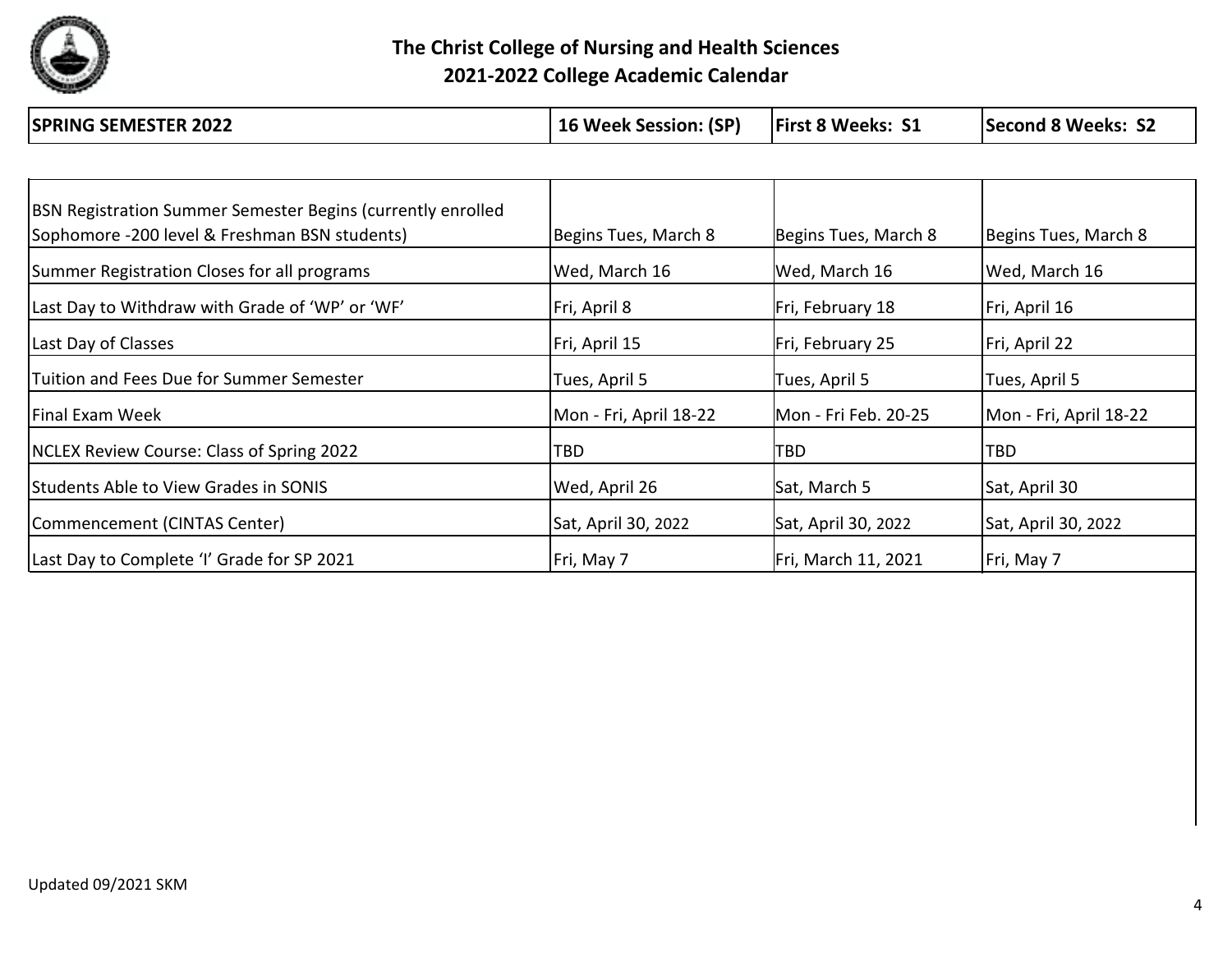# The Christ College of Nursing and Health Sciences
## 2021-2022 College Academic Calendar

| SPRING SEMESTER 2022 | 16 Week Session: (SP) | First 8 Weeks: S1 | Second 8 Weeks: S2 |
|---|---|---|---|
| BSN Registration Summer Semester Begins (currently enrolled Sophomore -200 level & Freshman BSN students) | Begins Tues, March 8 | Begins Tues, March 8 | Begins Tues, March 8 |
| Summer Registration Closes for all programs | Wed, March 16 | Wed, March 16 | Wed, March 16 |
| Last Day to Withdraw with Grade of 'WP' or 'WF' | Fri, April 8 | Fri, February 18 | Fri, April 16 |
| Last Day of Classes | Fri, April 15 | Fri, February 25 | Fri, April 22 |
| Tuition and Fees Due for Summer Semester | Tues, April 5 | Tues, April 5 | Tues, April 5 |
| Final Exam Week | Mon - Fri, April 18-22 | Mon - Fri Feb. 20-25 | Mon - Fri, April 18-22 |
| NCLEX Review Course: Class of Spring 2022 | TBD | TBD | TBD |
| Students Able to View Grades in SONIS | Wed, April 26 | Sat, March 5 | Sat, April 30 |
| Commencement (CINTAS Center) | Sat, April 30, 2022 | Sat, April 30, 2022 | Sat, April 30, 2022 |
| Last Day to Complete 'I' Grade for SP 2021 | Fri, May 7 | Fri, March 11, 2021 | Fri, May 7 |

Updated 09/2021 SKM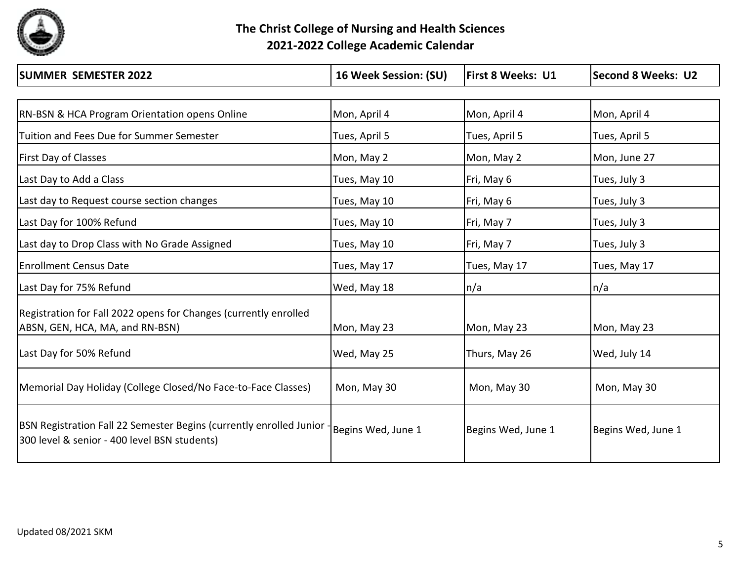# The Christ College of Nursing and Health Sciences
## 2021-2022 College Academic Calendar

| SUMMER SEMESTER 2022 | 16 Week Session: (SU) | First 8 Weeks: U1 | Second 8 Weeks: U2 |
|---|---|---|---|
| RN-BSN & HCA Program Orientation opens Online | Mon, April 4 | Mon, April 4 | Mon, April 4 |
| Tuition and Fees Due for Summer Semester | Tues, April 5 | Tues, April 5 | Tues, April 5 |
| First Day of Classes | Mon, May 2 | Mon, May 2 | Mon, June 27 |
| Last Day to Add a Class | Tues, May 10 | Fri, May 6 | Tues, July 3 |
| Last day to Request course section changes | Tues, May 10 | Fri, May 6 | Tues, July 3 |
| Last Day for 100% Refund | Tues, May 10 | Fri, May 7 | Tues, July 3 |
| Last day to Drop Class with No Grade Assigned | Tues, May 10 | Fri, May 7 | Tues, July 3 |
| Enrollment Census Date | Tues, May 17 | Tues, May 17 | Tues, May 17 |
| Last Day for 75% Refund | Wed, May 18 | n/a | n/a |
| Registration for Fall 2022 opens for Changes (currently enrolled ABSN, GEN, HCA, MA, and RN-BSN) | Mon, May 23 | Mon, May 23 | Mon, May 23 |
| Last Day for 50% Refund | Wed, May 25 | Thurs, May 26 | Wed, July 14 |
| Memorial Day Holiday (College Closed/No Face-to-Face Classes) | Mon, May 30 | Mon, May 30 | Mon, May 30 |
| BSN Registration Fall 22 Semester Begins (currently enrolled Junior - 300 level & senior - 400 level BSN students) | Begins Wed, June 1 | Begins Wed, June 1 | Begins Wed, June 1 |

Updated 08/2021 SKM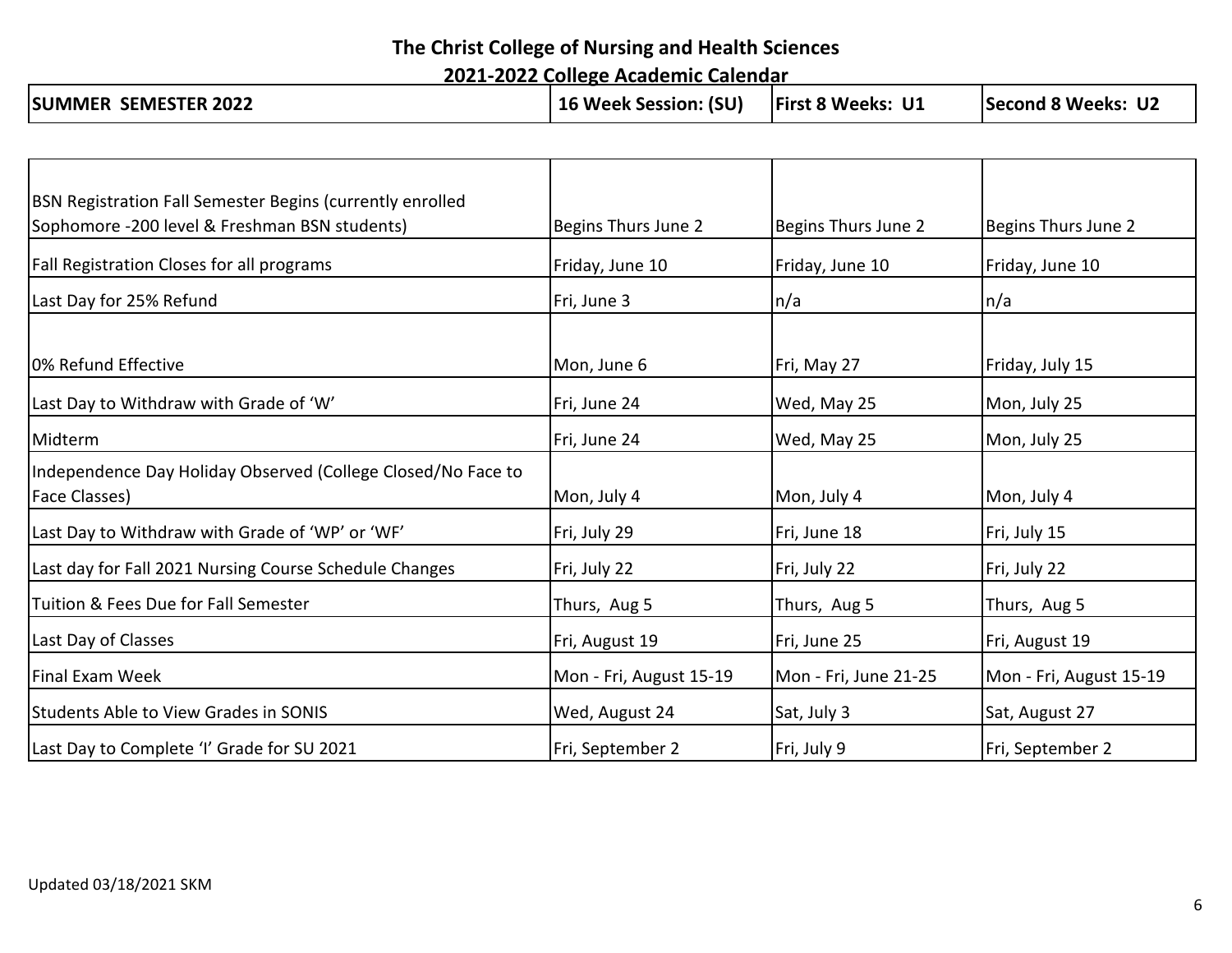## The Christ College of Nursing and Health Sciences
## 2021-2022 College Academic Calendar

| SUMMER SEMESTER 2022 | 16 Week Session: (SU) | First 8 Weeks: U1 | Second 8 Weeks: U2 |
|---|---|---|---|
| BSN Registration Fall Semester Begins (currently enrolled Sophomore -200 level & Freshman BSN students) | Begins Thurs June 2 | Begins Thurs June 2 | Begins Thurs June 2 |
| Fall Registration Closes for all programs | Friday, June 10 | Friday, June 10 | Friday, June 10 |
| Last Day for 25% Refund | Fri, June 3 | n/a | n/a |
| 0% Refund Effective | Mon, June 6 | Fri, May 27 | Friday, July 15 |
| Last Day to Withdraw with Grade of 'W' | Fri, June 24 | Wed, May 25 | Mon, July 25 |
| Midterm | Fri, June 24 | Wed, May 25 | Mon, July 25 |
| Independence Day Holiday Observed (College Closed/No Face to Face Classes) | Mon, July 4 | Mon, July 4 | Mon, July 4 |
| Last Day to Withdraw with Grade of 'WP' or 'WF' | Fri, July 29 | Fri, June 18 | Fri, July 15 |
| Last day for Fall 2021 Nursing Course Schedule Changes | Fri, July 22 | Fri, July 22 | Fri, July 22 |
| Tuition & Fees Due for Fall Semester | Thurs, Aug 5 | Thurs, Aug 5 | Thurs, Aug 5 |
| Last Day of Classes | Fri, August 19 | Fri, June 25 | Fri, August 19 |
| Final Exam Week | Mon - Fri, August 15-19 | Mon - Fri, June 21-25 | Mon - Fri, August 15-19 |
| Students Able to View Grades in SONIS | Wed, August 24 | Sat, July 3 | Sat, August 27 |
| Last Day to Complete 'I' Grade for SU 2021 | Fri, September 2 | Fri, July 9 | Fri, September 2 |

Updated 03/18/2021 SKM